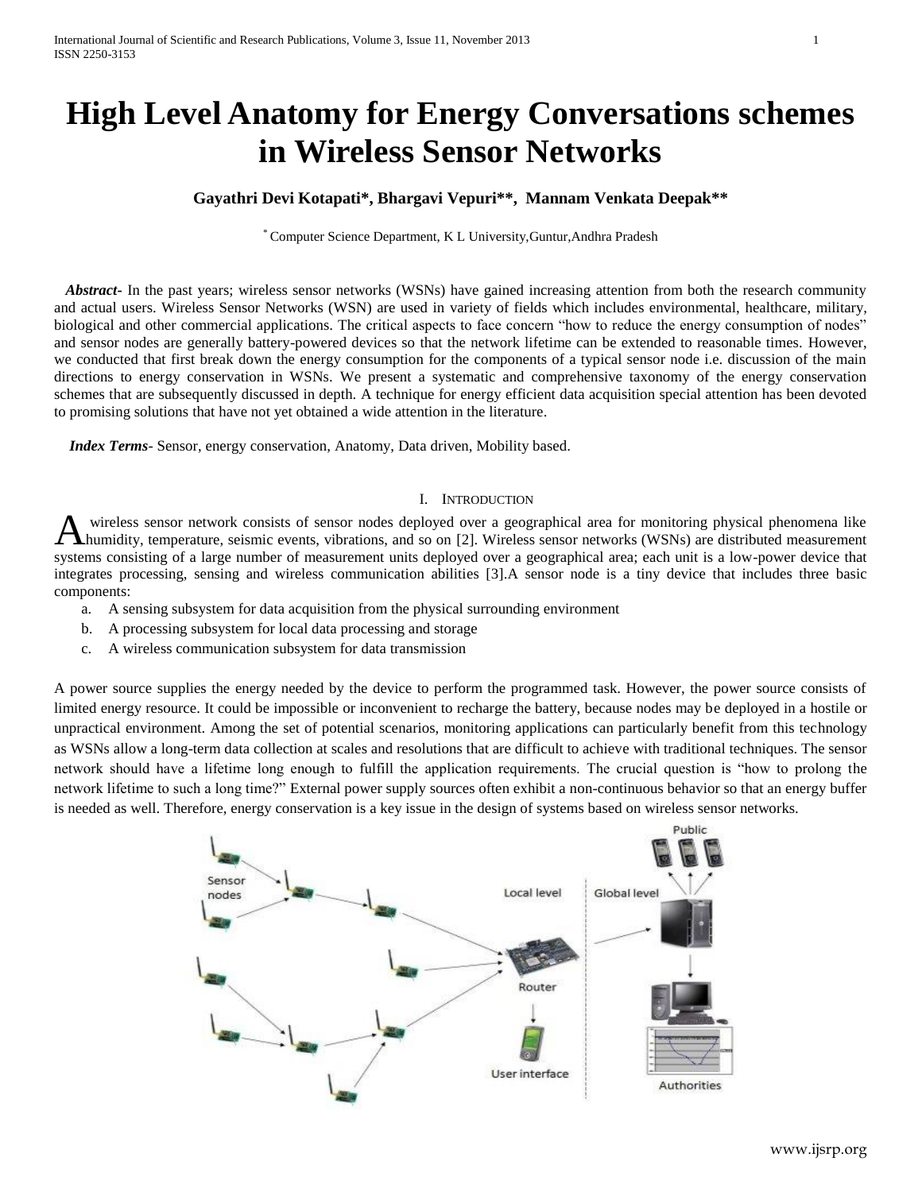# High Level Anatomy for Energy Conversations schemes in Wireless Sensor Networks

**Gayathri Devi Kotapati\*, Bhargavi Vepuri\*\*, Mannam Venkata Deepak\*\***

[*] Computer Science Department, K L University,Guntur,Andhra Pradesh

***Abstract-*** In the past years; wireless sensor networks (WSNs) have gained increasing attention from both the research community and actual users. Wireless Sensor Networks (WSN) are used in variety of fields which includes environmental, healthcare, military, biological and other commercial applications. The critical aspects to face concern "how to reduce the energy consumption of nodes" and sensor nodes are generally battery-powered devices so that the network lifetime can be extended to reasonable times. However, we conducted that first break down the energy consumption for the components of a typical sensor node i.e. discussion of the main directions to energy conservation in WSNs. We present a systematic and comprehensive taxonomy of the energy conservation schemes that are subsequently discussed in depth. A technique for energy efficient data acquisition special attention has been devoted to promising solutions that have not yet obtained a wide attention in the literature.

***Index Terms***- Sensor, energy conservation, Anatomy, Data driven, Mobility based.

## I. Introduction

A wireless sensor network consists of sensor nodes deployed over a geographical area for monitoring physical phenomena like humidity, temperature, seismic events, vibrations, and so on [2]. Wireless sensor networks (WSNs) are distributed measurement systems consisting of a large number of measurement units deployed over a geographical area; each unit is a low-power device that integrates processing, sensing and wireless communication abilities [3].A sensor node is a tiny device that includes three basic components:

a. A sensing subsystem for data acquisition from the physical surrounding environment
b. A processing subsystem for local data processing and storage
c. A wireless communication subsystem for data transmission

A power source supplies the energy needed by the device to perform the programmed task. However, the power source consists of limited energy resource. It could be impossible or inconvenient to recharge the battery, because nodes may be deployed in a hostile or unpractical environment. Among the set of potential scenarios, monitoring applications can particularly benefit from this technology as WSNs allow a long-term data collection at scales and resolutions that are difficult to achieve with traditional techniques. The sensor network should have a lifetime long enough to fulfill the application requirements. The crucial question is "how to prolong the network lifetime to such a long time?" External power supply sources often exhibit a non-continuous behavior so that an energy buffer is needed as well. Therefore, energy conservation is a key issue in the design of systems based on wireless sensor networks.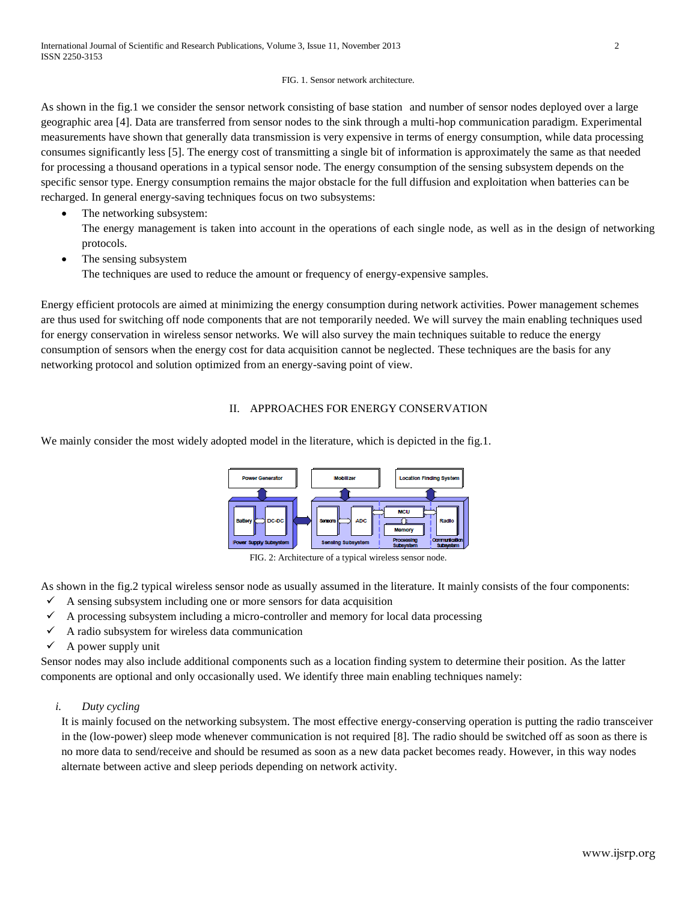FIG. 1. Sensor network architecture.

As shown in the fig.1 we consider the sensor network consisting of base station and number of sensor nodes deployed over a large geographic area [4]. Data are transferred from sensor nodes to the sink through a multi-hop communication paradigm. Experimental measurements have shown that generally data transmission is very expensive in terms of energy consumption, while data processing consumes significantly less [5]. The energy cost of transmitting a single bit of information is approximately the same as that needed for processing a thousand operations in a typical sensor node. The energy consumption of the sensing subsystem depends on the specific sensor type. Energy consumption remains the major obstacle for the full diffusion and exploitation when batteries can be recharged. In general energy-saving techniques focus on two subsystems:

- The networking subsystem:
  The energy management is taken into account in the operations of each single node, as well as in the design of networking protocols.
- The sensing subsystem
  The techniques are used to reduce the amount or frequency of energy-expensive samples.

Energy efficient protocols are aimed at minimizing the energy consumption during network activities. Power management schemes are thus used for switching off node components that are not temporarily needed. We will survey the main enabling techniques used for energy conservation in wireless sensor networks. We will also survey the main techniques suitable to reduce the energy consumption of sensors when the energy cost for data acquisition cannot be neglected. These techniques are the basis for any networking protocol and solution optimized from an energy-saving point of view.

## II. APPROACHES FOR ENERGY CONSERVATION

We mainly consider the most widely adopted model in the literature, which is depicted in the fig.1.

FIG. 2: Architecture of a typical wireless sensor node.

As shown in the fig.2 typical wireless sensor node as usually assumed in the literature. It mainly consists of the four components:

- ✓ A sensing subsystem including one or more sensors for data acquisition
- ✓ A processing subsystem including a micro-controller and memory for local data processing
- ✓ A radio subsystem for wireless data communication
- ✓ A power supply unit

Sensor nodes may also include additional components such as a location finding system to determine their position. As the latter components are optional and only occasionally used. We identify three main enabling techniques namely:

*i. Duty cycling*

It is mainly focused on the networking subsystem. The most effective energy-conserving operation is putting the radio transceiver in the (low-power) sleep mode whenever communication is not required [8]. The radio should be switched off as soon as there is no more data to send/receive and should be resumed as soon as a new data packet becomes ready. However, in this way nodes alternate between active and sleep periods depending on network activity.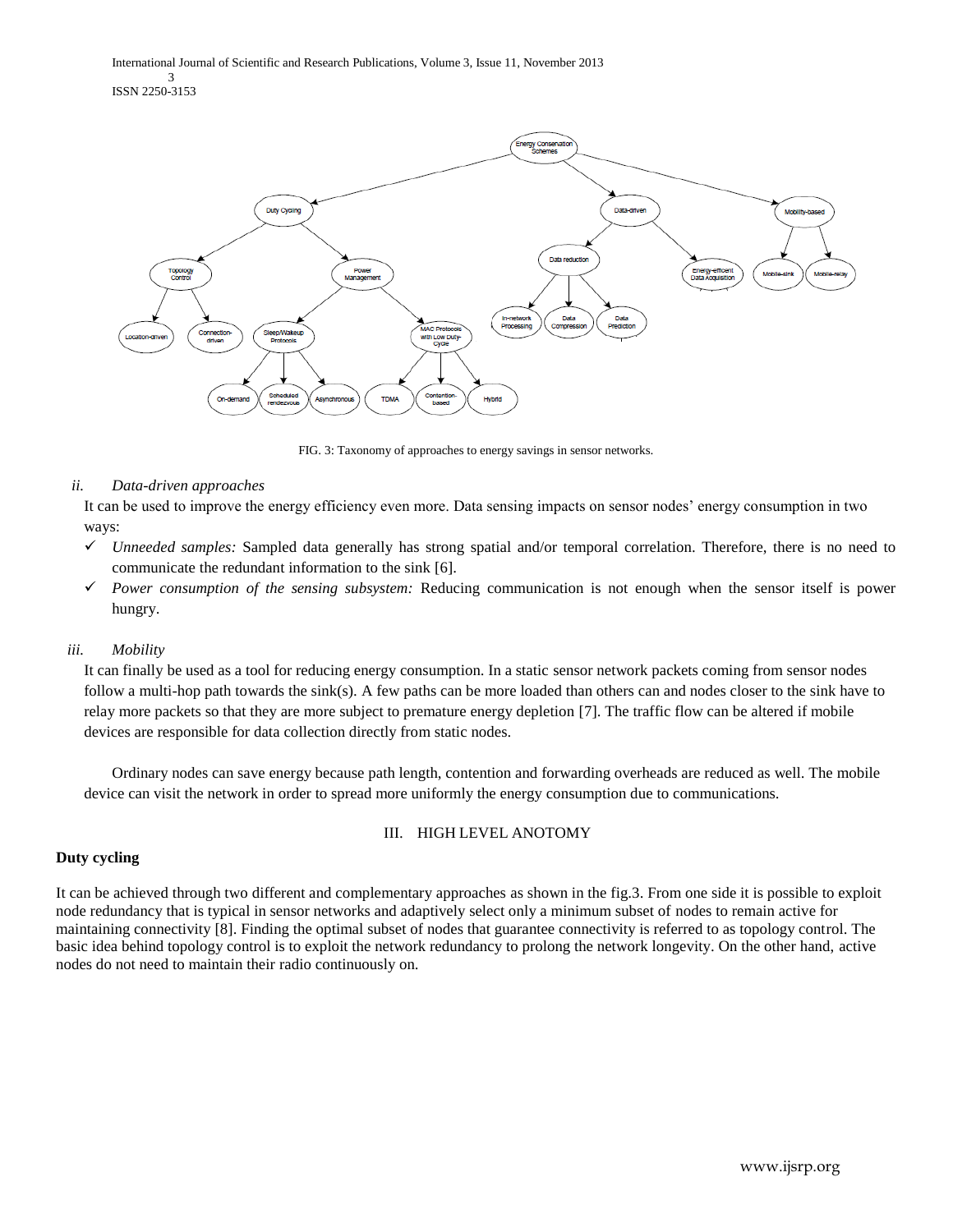FIG. 3: Taxonomy of approaches to energy savings in sensor networks.

*ii. Data-driven approaches*

It can be used to improve the energy efficiency even more. Data sensing impacts on sensor nodes' energy consumption in two ways:

- ✓ *Unneeded samples:* Sampled data generally has strong spatial and/or temporal correlation. Therefore, there is no need to communicate the redundant information to the sink [6].
- ✓ *Power consumption of the sensing subsystem:* Reducing communication is not enough when the sensor itself is power hungry.

*iii. Mobility*

It can finally be used as a tool for reducing energy consumption. In a static sensor network packets coming from sensor nodes follow a multi-hop path towards the sink(s). A few paths can be more loaded than others can and nodes closer to the sink have to relay more packets so that they are more subject to premature energy depletion [7]. The traffic flow can be altered if mobile devices are responsible for data collection directly from static nodes.

Ordinary nodes can save energy because path length, contention and forwarding overheads are reduced as well. The mobile device can visit the network in order to spread more uniformly the energy consumption due to communications.

## III. HIGH LEVEL ANOTOMY

**Duty cycling**

It can be achieved through two different and complementary approaches as shown in the fig.3. From one side it is possible to exploit node redundancy that is typical in sensor networks and adaptively select only a minimum subset of nodes to remain active for maintaining connectivity [8]. Finding the optimal subset of nodes that guarantee connectivity is referred to as topology control. The basic idea behind topology control is to exploit the network redundancy to prolong the network longevity. On the other hand, active nodes do not need to maintain their radio continuously on.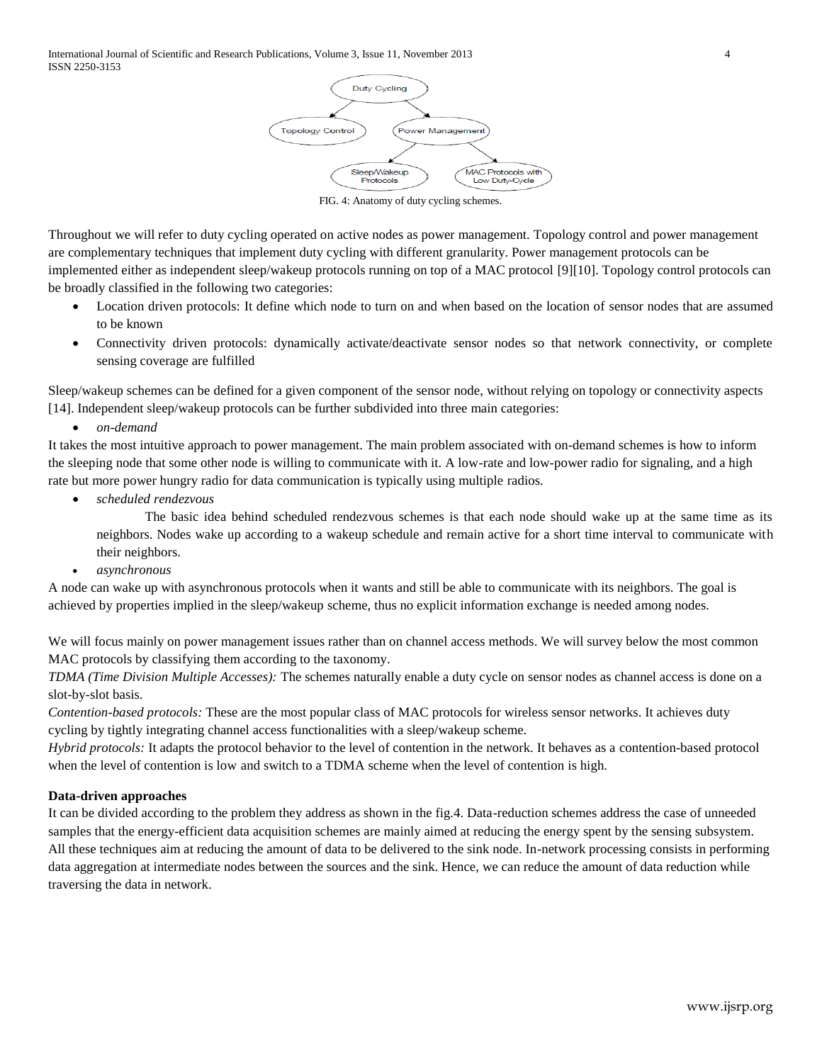FIG. 4: Anatomy of duty cycling schemes.

Throughout we will refer to duty cycling operated on active nodes as power management. Topology control and power management are complementary techniques that implement duty cycling with different granularity. Power management protocols can be implemented either as independent sleep/wakeup protocols running on top of a MAC protocol [9][10]. Topology control protocols can be broadly classified in the following two categories:

- Location driven protocols: It define which node to turn on and when based on the location of sensor nodes that are assumed to be known
- Connectivity driven protocols: dynamically activate/deactivate sensor nodes so that network connectivity, or complete sensing coverage are fulfilled

Sleep/wakeup schemes can be defined for a given component of the sensor node, without relying on topology or connectivity aspects [14]. Independent sleep/wakeup protocols can be further subdivided into three main categories:

- *on-demand*

It takes the most intuitive approach to power management. The main problem associated with on-demand schemes is how to inform the sleeping node that some other node is willing to communicate with it. A low-rate and low-power radio for signaling, and a high rate but more power hungry radio for data communication is typically using multiple radios.

- *scheduled rendezvous*

  The basic idea behind scheduled rendezvous schemes is that each node should wake up at the same time as its neighbors. Nodes wake up according to a wakeup schedule and remain active for a short time interval to communicate with their neighbors.

- *asynchronous*

A node can wake up with asynchronous protocols when it wants and still be able to communicate with its neighbors. The goal is achieved by properties implied in the sleep/wakeup scheme, thus no explicit information exchange is needed among nodes.

We will focus mainly on power management issues rather than on channel access methods. We will survey below the most common MAC protocols by classifying them according to the taxonomy.

*TDMA (Time Division Multiple Accesses):* The schemes naturally enable a duty cycle on sensor nodes as channel access is done on a slot-by-slot basis.

*Contention-based protocols:* These are the most popular class of MAC protocols for wireless sensor networks. It achieves duty cycling by tightly integrating channel access functionalities with a sleep/wakeup scheme.

*Hybrid protocols:* It adapts the protocol behavior to the level of contention in the network. It behaves as a contention-based protocol when the level of contention is low and switch to a TDMA scheme when the level of contention is high.

**Data-driven approaches**

It can be divided according to the problem they address as shown in the fig.4. Data-reduction schemes address the case of unneeded samples that the energy-efficient data acquisition schemes are mainly aimed at reducing the energy spent by the sensing subsystem. All these techniques aim at reducing the amount of data to be delivered to the sink node. In-network processing consists in performing data aggregation at intermediate nodes between the sources and the sink. Hence, we can reduce the amount of data reduction while traversing the data in network.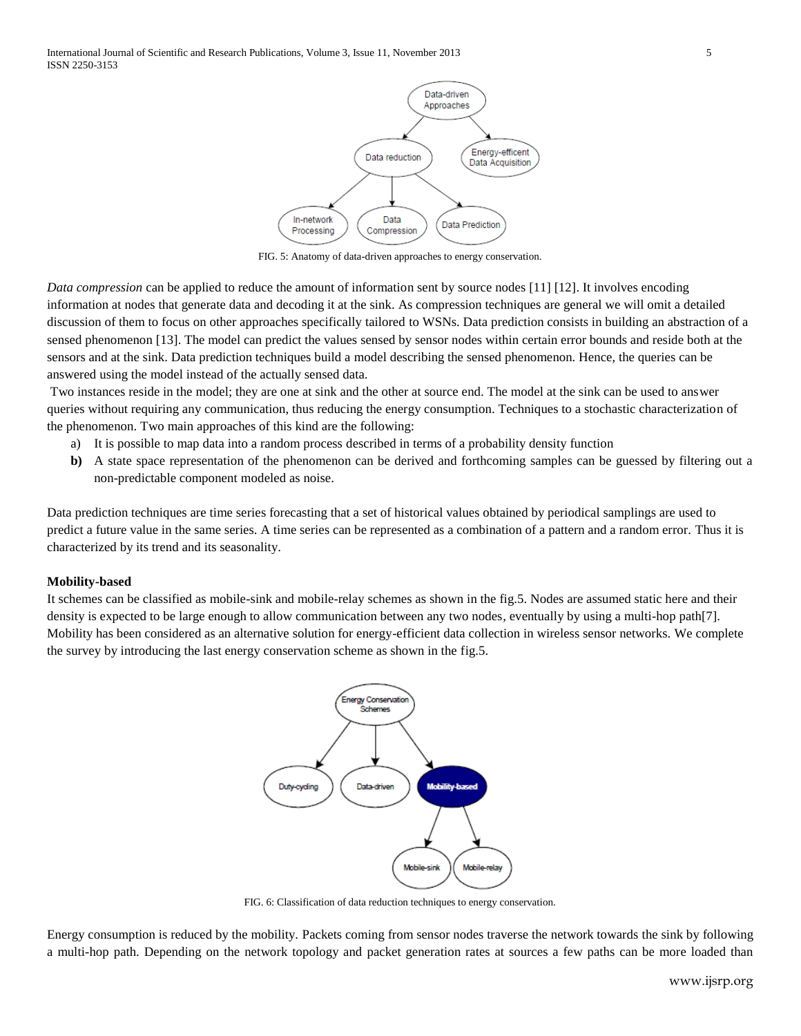FIG. 5: Anatomy of data-driven approaches to energy conservation.

*Data compression* can be applied to reduce the amount of information sent by source nodes [11] [12]. It involves encoding information at nodes that generate data and decoding it at the sink. As compression techniques are general we will omit a detailed discussion of them to focus on other approaches specifically tailored to WSNs. Data prediction consists in building an abstraction of a sensed phenomenon [13]. The model can predict the values sensed by sensor nodes within certain error bounds and reside both at the sensors and at the sink. Data prediction techniques build a model describing the sensed phenomenon. Hence, the queries can be answered using the model instead of the actually sensed data.

Two instances reside in the model; they are one at sink and the other at source end. The model at the sink can be used to answer queries without requiring any communication, thus reducing the energy consumption. Techniques to a stochastic characterization of the phenomenon. Two main approaches of this kind are the following:

a) It is possible to map data into a random process described in terms of a probability density function

**b)** A state space representation of the phenomenon can be derived and forthcoming samples can be guessed by filtering out a non-predictable component modeled as noise.

Data prediction techniques are time series forecasting that a set of historical values obtained by periodical samplings are used to predict a future value in the same series. A time series can be represented as a combination of a pattern and a random error. Thus it is characterized by its trend and its seasonality.

**Mobility-based**

It schemes can be classified as mobile-sink and mobile-relay schemes as shown in the fig.5. Nodes are assumed static here and their density is expected to be large enough to allow communication between any two nodes, eventually by using a multi-hop path[7]. Mobility has been considered as an alternative solution for energy-efficient data collection in wireless sensor networks. We complete the survey by introducing the last energy conservation scheme as shown in the fig.5.

FIG. 6: Classification of data reduction techniques to energy conservation.

Energy consumption is reduced by the mobility. Packets coming from sensor nodes traverse the network towards the sink by following a multi-hop path. Depending on the network topology and packet generation rates at sources a few paths can be more loaded than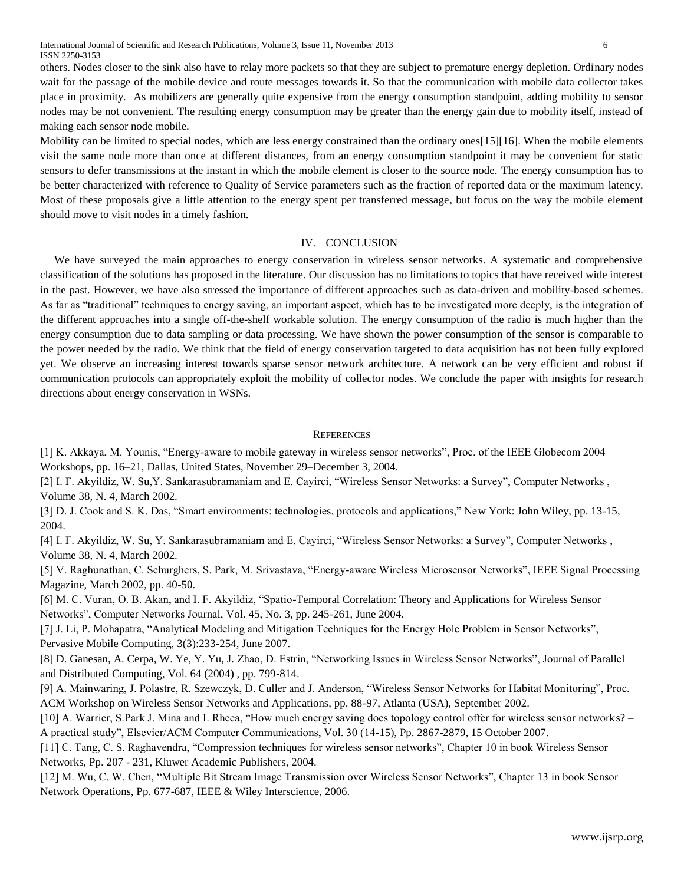others. Nodes closer to the sink also have to relay more packets so that they are subject to premature energy depletion. Ordinary nodes wait for the passage of the mobile device and route messages towards it. So that the communication with mobile data collector takes place in proximity. As mobilizers are generally quite expensive from the energy consumption standpoint, adding mobility to sensor nodes may be not convenient. The resulting energy consumption may be greater than the energy gain due to mobility itself, instead of making each sensor node mobile.

Mobility can be limited to special nodes, which are less energy constrained than the ordinary ones[15][16]. When the mobile elements visit the same node more than once at different distances, from an energy consumption standpoint it may be convenient for static sensors to defer transmissions at the instant in which the mobile element is closer to the source node. The energy consumption has to be better characterized with reference to Quality of Service parameters such as the fraction of reported data or the maximum latency. Most of these proposals give a little attention to the energy spent per transferred message, but focus on the way the mobile element should move to visit nodes in a timely fashion.

## IV. CONCLUSION

We have surveyed the main approaches to energy conservation in wireless sensor networks. A systematic and comprehensive classification of the solutions has proposed in the literature. Our discussion has no limitations to topics that have received wide interest in the past. However, we have also stressed the importance of different approaches such as data-driven and mobility-based schemes. As far as "traditional" techniques to energy saving, an important aspect, which has to be investigated more deeply, is the integration of the different approaches into a single off-the-shelf workable solution. The energy consumption of the radio is much higher than the energy consumption due to data sampling or data processing. We have shown the power consumption of the sensor is comparable to the power needed by the radio. We think that the field of energy conservation targeted to data acquisition has not been fully explored yet. We observe an increasing interest towards sparse sensor network architecture. A network can be very efficient and robust if communication protocols can appropriately exploit the mobility of collector nodes. We conclude the paper with insights for research directions about energy conservation in WSNs.

## REFERENCES

[1] K. Akkaya, M. Younis, "Energy-aware to mobile gateway in wireless sensor networks", Proc. of the IEEE Globecom 2004 Workshops, pp. 16–21, Dallas, United States, November 29–December 3, 2004.

[2] I. F. Akyildiz, W. Su,Y. Sankarasubramaniam and E. Cayirci, "Wireless Sensor Networks: a Survey", Computer Networks , Volume 38, N. 4, March 2002.

[3] D. J. Cook and S. K. Das, "Smart environments: technologies, protocols and applications," New York: John Wiley, pp. 13-15, 2004.

[4] I. F. Akyildiz, W. Su, Y. Sankarasubramaniam and E. Cayirci, "Wireless Sensor Networks: a Survey", Computer Networks , Volume 38, N. 4, March 2002.

[5] V. Raghunathan, C. Schurghers, S. Park, M. Srivastava, "Energy-aware Wireless Microsensor Networks", IEEE Signal Processing Magazine, March 2002, pp. 40-50.

[6] M. C. Vuran, O. B. Akan, and I. F. Akyildiz, "Spatio-Temporal Correlation: Theory and Applications for Wireless Sensor Networks", Computer Networks Journal, Vol. 45, No. 3, pp. 245-261, June 2004.

[7] J. Li, P. Mohapatra, "Analytical Modeling and Mitigation Techniques for the Energy Hole Problem in Sensor Networks", Pervasive Mobile Computing, 3(3):233-254, June 2007.

[8] D. Ganesan, A. Cerpa, W. Ye, Y. Yu, J. Zhao, D. Estrin, "Networking Issues in Wireless Sensor Networks", Journal of Parallel and Distributed Computing, Vol. 64 (2004) , pp. 799-814.

[9] A. Mainwaring, J. Polastre, R. Szewczyk, D. Culler and J. Anderson, "Wireless Sensor Networks for Habitat Monitoring", Proc. ACM Workshop on Wireless Sensor Networks and Applications, pp. 88-97, Atlanta (USA), September 2002.

[10] A. Warrier, S.Park J. Mina and I. Rheea, "How much energy saving does topology control offer for wireless sensor networks? – A practical study", Elsevier/ACM Computer Communications, Vol. 30 (14-15), Pp. 2867-2879, 15 October 2007.

[11] C. Tang, C. S. Raghavendra, "Compression techniques for wireless sensor networks", Chapter 10 in book Wireless Sensor Networks, Pp. 207 - 231, Kluwer Academic Publishers, 2004.

[12] M. Wu, C. W. Chen, "Multiple Bit Stream Image Transmission over Wireless Sensor Networks", Chapter 13 in book Sensor Network Operations, Pp. 677-687, IEEE & Wiley Interscience, 2006.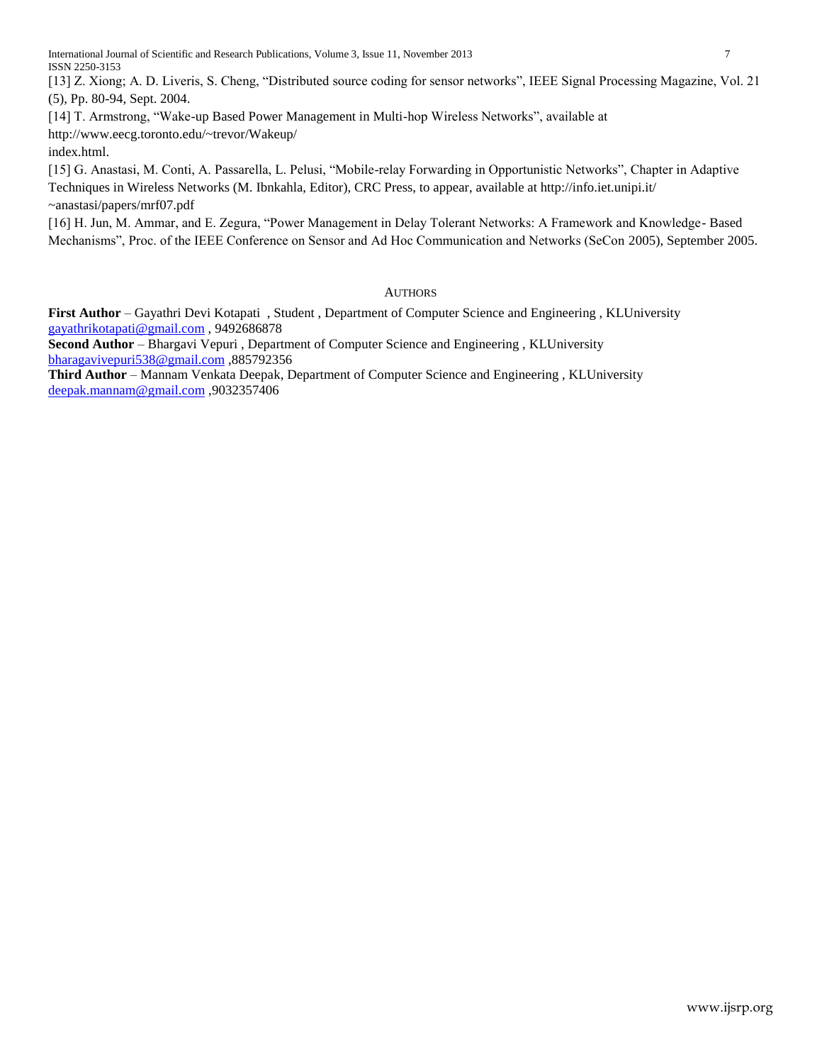[13] Z. Xiong; A. D. Liveris, S. Cheng, “Distributed source coding for sensor networks”, IEEE Signal Processing Magazine, Vol. 21 (5), Pp. 80-94, Sept. 2004.

[14] T. Armstrong, “Wake-up Based Power Management in Multi-hop Wireless Networks”, available at http://www.eecg.toronto.edu/~trevor/Wakeup/ index.html.

[15] G. Anastasi, M. Conti, A. Passarella, L. Pelusi, “Mobile-relay Forwarding in Opportunistic Networks”, Chapter in Adaptive Techniques in Wireless Networks (M. Ibnkahla, Editor), CRC Press, to appear, available at http://info.iet.unipi.it/ ~anastasi/papers/mrf07.pdf

[16] H. Jun, M. Ammar, and E. Zegura, “Power Management in Delay Tolerant Networks: A Framework and Knowledge- Based Mechanisms”, Proc. of the IEEE Conference on Sensor and Ad Hoc Communication and Networks (SeCon 2005), September 2005.

## AUTHORS

**First Author** – Gayathri Devi Kotapati , Student , Department of Computer Science and Engineering , KLUniversity
gayathrikotapati@gmail.com , 9492686878

**Second Author** – Bhargavi Vepuri , Department of Computer Science and Engineering , KLUniversity
bharagavivepuri538@gmail.com ,885792356

**Third Author** – Mannam Venkata Deepak, Department of Computer Science and Engineering , KLUniversity
deepak.mannam@gmail.com ,9032357406